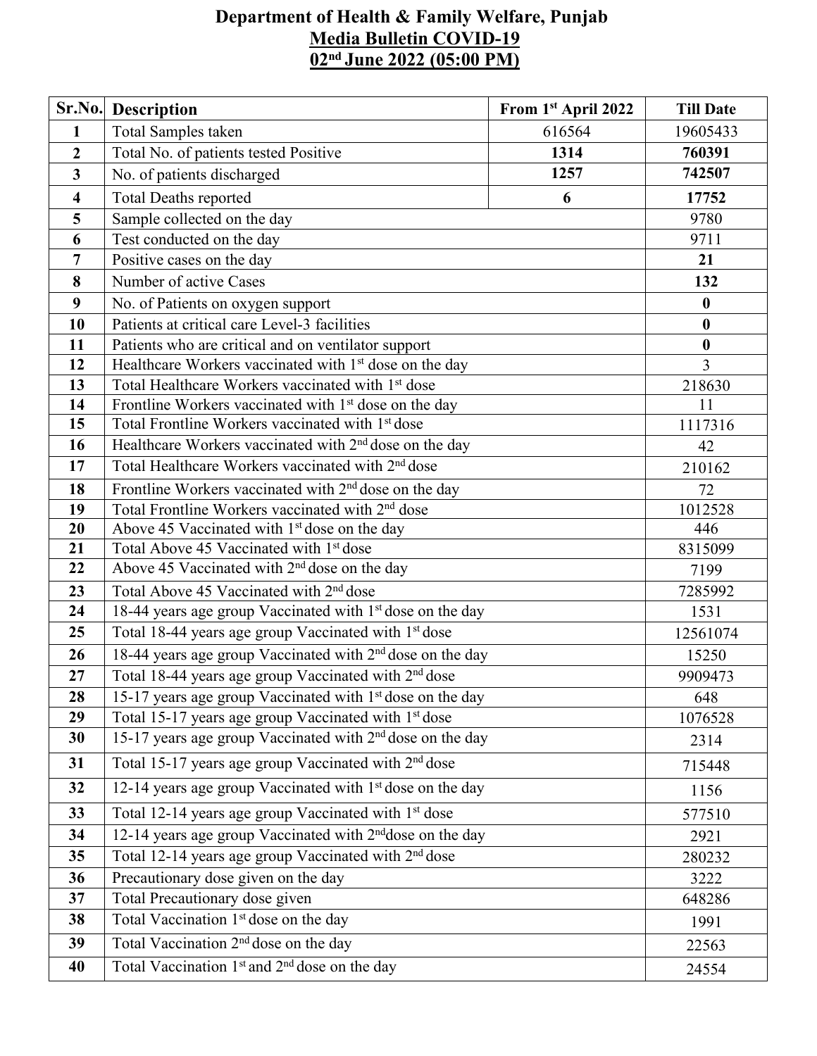# Department of Health & Family Welfare, Punjab

## Media Bulletin COVID-19

## 02nd June 2022 (05:00 PM)

| Sr.No. | Description | From 1st April 2022 | Till Date |
|---|---|---|---|
| **1** | Total Samples taken | 616564 | 19605433 |
| **2** | Total No. of patients tested Positive | **1314** | **760391** |
| **3** | No. of patients discharged | **1257** | **742507** |
| **4** | Total Deaths reported | **6** | **17752** |
| **5** | Sample collected on the day | | 9780 |
| **6** | Test conducted on the day | | 9711 |
| **7** | Positive cases on the day | | **21** |
| **8** | Number of active Cases | | **132** |
| **9** | No. of Patients on oxygen support | | **0** |
| **10** | Patients at critical care Level-3 facilities | | **0** |
| **11** | Patients who are critical and on ventilator support | | **0** |
| **12** | Healthcare Workers vaccinated with 1st dose on the day | | 3 |
| **13** | Total Healthcare Workers vaccinated with 1st dose | | 218630 |
| **14** | Frontline Workers vaccinated with 1st dose on the day | | 11 |
| **15** | Total Frontline Workers vaccinated with 1st dose | | 1117316 |
| **16** | Healthcare Workers vaccinated with 2nd dose on the day | | 42 |
| **17** | Total Healthcare Workers vaccinated with 2nd dose | | 210162 |
| **18** | Frontline Workers vaccinated with 2nd dose on the day | | 72 |
| **19** | Total Frontline Workers vaccinated with 2nd dose | | 1012528 |
| **20** | Above 45 Vaccinated with 1st dose on the day | | 446 |
| **21** | Total Above 45 Vaccinated with 1st dose | | 8315099 |
| **22** | Above 45 Vaccinated with 2nd dose on the day | | 7199 |
| **23** | Total Above 45 Vaccinated with 2nd dose | | 7285992 |
| **24** | 18-44 years age group Vaccinated with 1st dose on the day | | 1531 |
| **25** | Total 18-44 years age group Vaccinated with 1st dose | | 12561074 |
| **26** | 18-44 years age group Vaccinated with 2nd dose on the day | | 15250 |
| **27** | Total 18-44 years age group Vaccinated with 2nd dose | | 9909473 |
| **28** | 15-17 years age group Vaccinated with 1st dose on the day | | 648 |
| **29** | Total 15-17 years age group Vaccinated with 1st dose | | 1076528 |
| **30** | 15-17 years age group Vaccinated with 2nd dose on the day | | 2314 |
| **31** | Total 15-17 years age group Vaccinated with 2nd dose | | 715448 |
| **32** | 12-14 years age group Vaccinated with 1st dose on the day | | 1156 |
| **33** | Total 12-14 years age group Vaccinated with 1st dose | | 577510 |
| **34** | 12-14 years age group Vaccinated with 2nddose on the day | | 2921 |
| **35** | Total 12-14 years age group Vaccinated with 2nd dose | | 280232 |
| **36** | Precautionary dose given on the day | | 3222 |
| **37** | Total Precautionary dose given | | 648286 |
| **38** | Total Vaccination 1st dose on the day | | 1991 |
| **39** | Total Vaccination 2nd dose on the day | | 22563 |
| **40** | Total Vaccination 1st and 2nd dose on the day | | 24554 |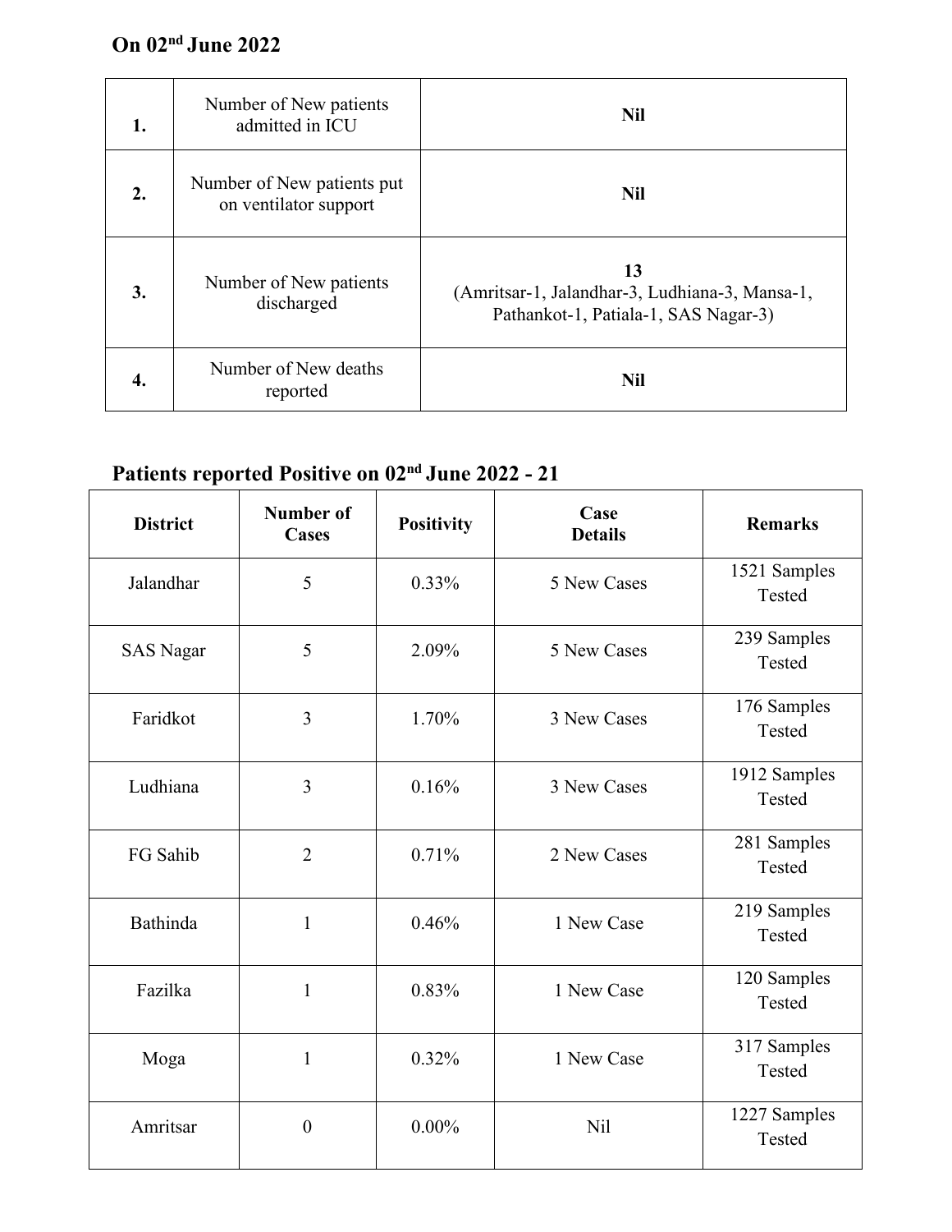**On 02nd June 2022**

| | | |
|---|---|---|
| **1.** | Number of New patients admitted in ICU | **Nil** |
| **2.** | Number of New patients put on ventilator support | **Nil** |
| **3.** | Number of New patients discharged | **13** (Amritsar-1, Jalandhar-3, Ludhiana-3, Mansa-1, Pathankot-1, Patiala-1, SAS Nagar-3) |
| **4.** | Number of New deaths reported | **Nil** |

**Patients reported Positive on 02nd June 2022 - 21**

| District | Number of Cases | Positivity | Case Details | Remarks |
|---|---|---|---|---|
| Jalandhar | 5 | 0.33% | 5 New Cases | 1521 Samples Tested |
| SAS Nagar | 5 | 2.09% | 5 New Cases | 239 Samples Tested |
| Faridkot | 3 | 1.70% | 3 New Cases | 176 Samples Tested |
| Ludhiana | 3 | 0.16% | 3 New Cases | 1912 Samples Tested |
| FG Sahib | 2 | 0.71% | 2 New Cases | 281 Samples Tested |
| Bathinda | 1 | 0.46% | 1 New Case | 219 Samples Tested |
| Fazilka | 1 | 0.83% | 1 New Case | 120 Samples Tested |
| Moga | 1 | 0.32% | 1 New Case | 317 Samples Tested |
| Amritsar | 0 | 0.00% | Nil | 1227 Samples Tested |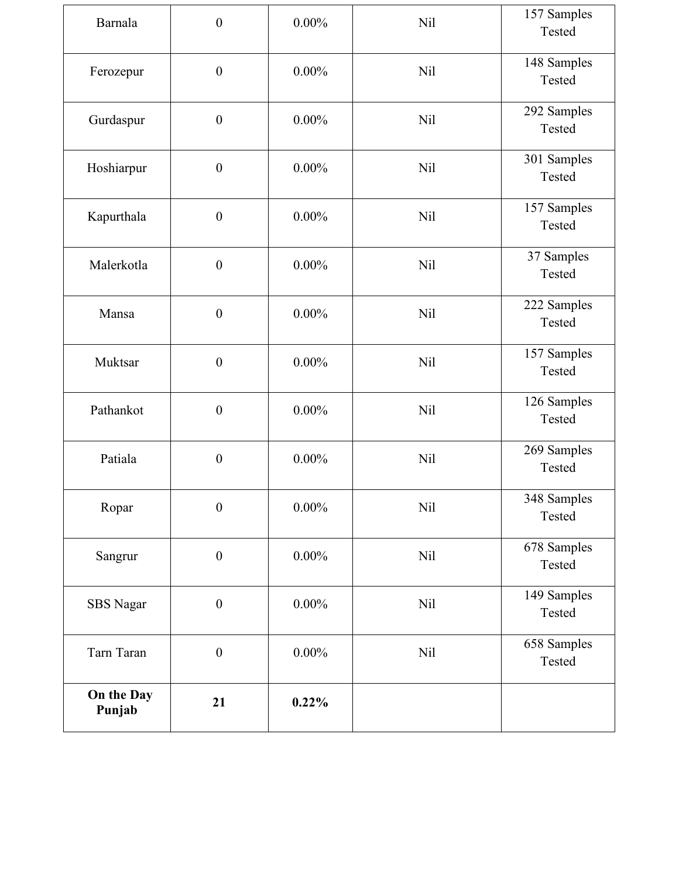| | | | | |
|---|---|---|---|---|
| Barnala | 0 | 0.00% | Nil | 157 Samples Tested |
| Ferozepur | 0 | 0.00% | Nil | 148 Samples Tested |
| Gurdaspur | 0 | 0.00% | Nil | 292 Samples Tested |
| Hoshiarpur | 0 | 0.00% | Nil | 301 Samples Tested |
| Kapurthala | 0 | 0.00% | Nil | 157 Samples Tested |
| Malerkotla | 0 | 0.00% | Nil | 37 Samples Tested |
| Mansa | 0 | 0.00% | Nil | 222 Samples Tested |
| Muktsar | 0 | 0.00% | Nil | 157 Samples Tested |
| Pathankot | 0 | 0.00% | Nil | 126 Samples Tested |
| Patiala | 0 | 0.00% | Nil | 269 Samples Tested |
| Ropar | 0 | 0.00% | Nil | 348 Samples Tested |
| Sangrur | 0 | 0.00% | Nil | 678 Samples Tested |
| SBS Nagar | 0 | 0.00% | Nil | 149 Samples Tested |
| Tarn Taran | 0 | 0.00% | Nil | 658 Samples Tested |
| **On the Day Punjab** | **21** | **0.22%** | | |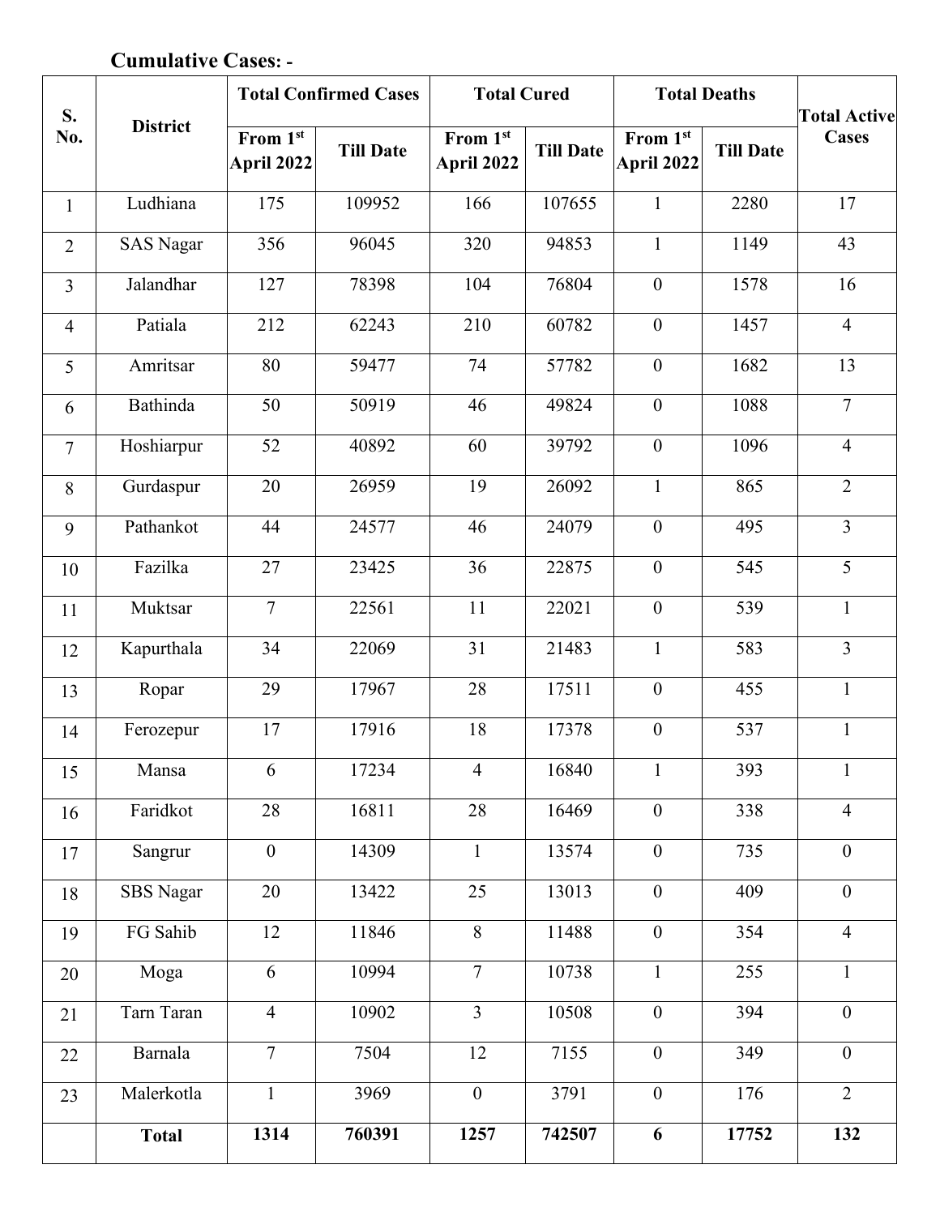**Cumulative Cases: -**

| S. No. | District | Total Confirmed Cases | | Total Cured | | Total Deaths | | Total Active Cases |
|---|---|---|---|---|---|---|---|---|
| | | From 1st April 2022 | Till Date | From 1st April 2022 | Till Date | From 1st April 2022 | Till Date | |
| 1 | Ludhiana | 175 | 109952 | 166 | 107655 | 1 | 2280 | 17 |
| 2 | SAS Nagar | 356 | 96045 | 320 | 94853 | 1 | 1149 | 43 |
| 3 | Jalandhar | 127 | 78398 | 104 | 76804 | 0 | 1578 | 16 |
| 4 | Patiala | 212 | 62243 | 210 | 60782 | 0 | 1457 | 4 |
| 5 | Amritsar | 80 | 59477 | 74 | 57782 | 0 | 1682 | 13 |
| 6 | Bathinda | 50 | 50919 | 46 | 49824 | 0 | 1088 | 7 |
| 7 | Hoshiarpur | 52 | 40892 | 60 | 39792 | 0 | 1096 | 4 |
| 8 | Gurdaspur | 20 | 26959 | 19 | 26092 | 1 | 865 | 2 |
| 9 | Pathankot | 44 | 24577 | 46 | 24079 | 0 | 495 | 3 |
| 10 | Fazilka | 27 | 23425 | 36 | 22875 | 0 | 545 | 5 |
| 11 | Muktsar | 7 | 22561 | 11 | 22021 | 0 | 539 | 1 |
| 12 | Kapurthala | 34 | 22069 | 31 | 21483 | 1 | 583 | 3 |
| 13 | Ropar | 29 | 17967 | 28 | 17511 | 0 | 455 | 1 |
| 14 | Ferozepur | 17 | 17916 | 18 | 17378 | 0 | 537 | 1 |
| 15 | Mansa | 6 | 17234 | 4 | 16840 | 1 | 393 | 1 |
| 16 | Faridkot | 28 | 16811 | 28 | 16469 | 0 | 338 | 4 |
| 17 | Sangrur | 0 | 14309 | 1 | 13574 | 0 | 735 | 0 |
| 18 | SBS Nagar | 20 | 13422 | 25 | 13013 | 0 | 409 | 0 |
| 19 | FG Sahib | 12 | 11846 | 8 | 11488 | 0 | 354 | 4 |
| 20 | Moga | 6 | 10994 | 7 | 10738 | 1 | 255 | 1 |
| 21 | Tarn Taran | 4 | 10902 | 3 | 10508 | 0 | 394 | 0 |
| 22 | Barnala | 7 | 7504 | 12 | 7155 | 0 | 349 | 0 |
| 23 | Malerkotla | 1 | 3969 | 0 | 3791 | 0 | 176 | 2 |
| | **Total** | **1314** | **760391** | **1257** | **742507** | **6** | **17752** | **132** |